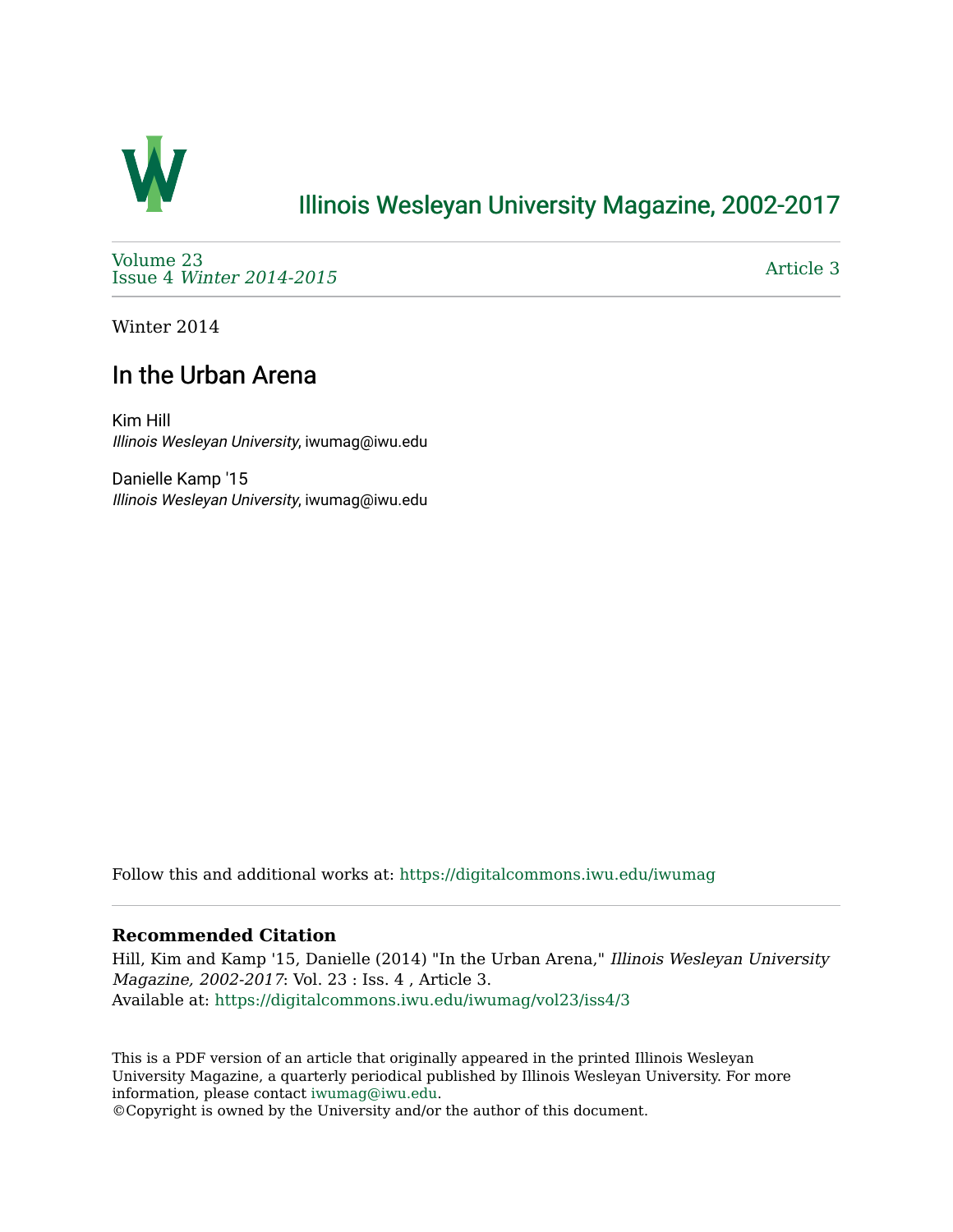# Illinois Wesleyan University Magazine, 2002-2017

Volume 23
Issue 4 *Winter 2014-2015*

Article 3

Winter 2014

## In the Urban Arena

Kim Hill
*Illinois Wesleyan University*, iwumag@iwu.edu

Danielle Kamp '15
*Illinois Wesleyan University*, iwumag@iwu.edu

Follow this and additional works at: https://digitalcommons.iwu.edu/iwumag

### Recommended Citation

Hill, Kim and Kamp '15, Danielle (2014) "In the Urban Arena," *Illinois Wesleyan University Magazine, 2002-2017*: Vol. 23 : Iss. 4 , Article 3.
Available at: https://digitalcommons.iwu.edu/iwumag/vol23/iss4/3

This is a PDF version of an article that originally appeared in the printed Illinois Wesleyan University Magazine, a quarterly periodical published by Illinois Wesleyan University. For more information, please contact iwumag@iwu.edu.
©Copyright is owned by the University and/or the author of this document.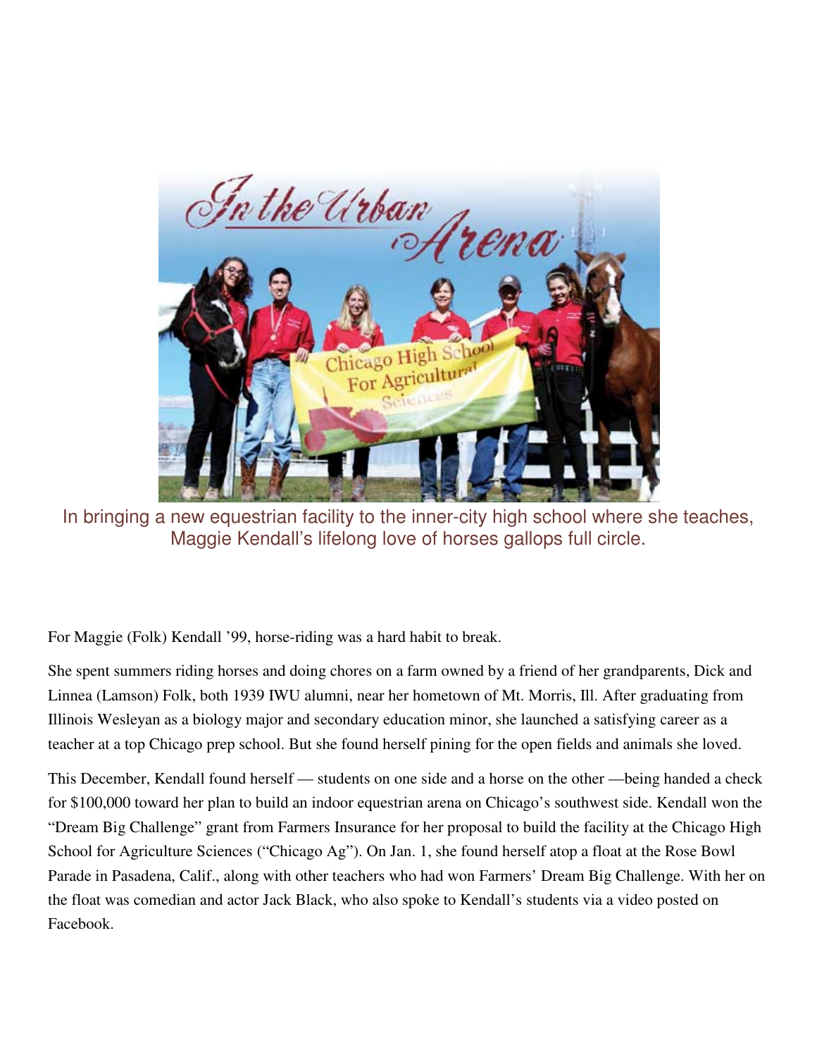# In the Urban Arena

In bringing a new equestrian facility to the inner-city high school where she teaches, Maggie Kendall's lifelong love of horses gallops full circle.

For Maggie (Folk) Kendall '99, horse-riding was a hard habit to break.

She spent summers riding horses and doing chores on a farm owned by a friend of her grandparents, Dick and Linnea (Lamson) Folk, both 1939 IWU alumni, near her hometown of Mt. Morris, Ill. After graduating from Illinois Wesleyan as a biology major and secondary education minor, she launched a satisfying career as a teacher at a top Chicago prep school. But she found herself pining for the open fields and animals she loved.

This December, Kendall found herself — students on one side and a horse on the other —being handed a check for $100,000 toward her plan to build an indoor equestrian arena on Chicago's southwest side. Kendall won the "Dream Big Challenge" grant from Farmers Insurance for her proposal to build the facility at the Chicago High School for Agriculture Sciences ("Chicago Ag"). On Jan. 1, she found herself atop a float at the Rose Bowl Parade in Pasadena, Calif., along with other teachers who had won Farmers' Dream Big Challenge. With her on the float was comedian and actor Jack Black, who also spoke to Kendall's students via a video posted on Facebook.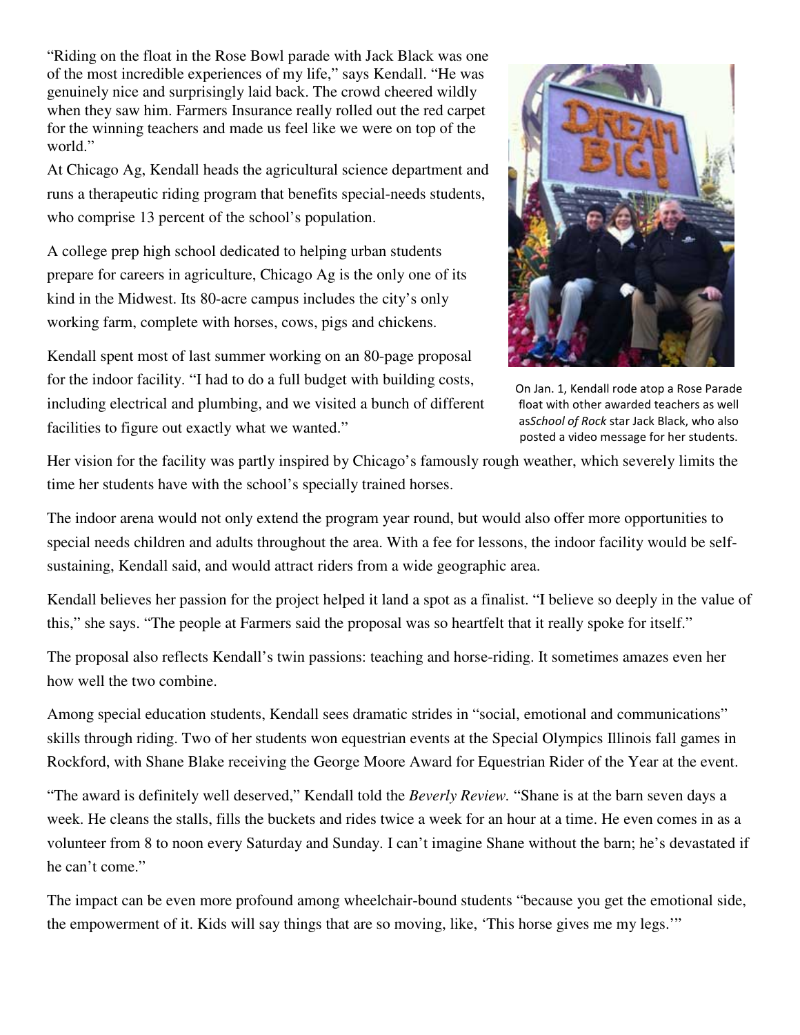"Riding on the float in the Rose Bowl parade with Jack Black was one of the most incredible experiences of my life," says Kendall. "He was genuinely nice and surprisingly laid back. The crowd cheered wildly when they saw him. Farmers Insurance really rolled out the red carpet for the winning teachers and made us feel like we were on top of the world."

At Chicago Ag, Kendall heads the agricultural science department and runs a therapeutic riding program that benefits special-needs students, who comprise 13 percent of the school's population.

A college prep high school dedicated to helping urban students prepare for careers in agriculture, Chicago Ag is the only one of its kind in the Midwest. Its 80-acre campus includes the city's only working farm, complete with horses, cows, pigs and chickens.

Kendall spent most of last summer working on an 80-page proposal for the indoor facility. "I had to do a full budget with building costs, including electrical and plumbing, and we visited a bunch of different facilities to figure out exactly what we wanted."

On Jan. 1, Kendall rode atop a Rose Parade float with other awarded teachers as well as*School of Rock* star Jack Black, who also posted a video message for her students.

Her vision for the facility was partly inspired by Chicago's famously rough weather, which severely limits the time her students have with the school's specially trained horses.

The indoor arena would not only extend the program year round, but would also offer more opportunities to special needs children and adults throughout the area. With a fee for lessons, the indoor facility would be self-sustaining, Kendall said, and would attract riders from a wide geographic area.

Kendall believes her passion for the project helped it land a spot as a finalist. "I believe so deeply in the value of this," she says. "The people at Farmers said the proposal was so heartfelt that it really spoke for itself."

The proposal also reflects Kendall's twin passions: teaching and horse-riding. It sometimes amazes even her how well the two combine.

Among special education students, Kendall sees dramatic strides in "social, emotional and communications" skills through riding. Two of her students won equestrian events at the Special Olympics Illinois fall games in Rockford, with Shane Blake receiving the George Moore Award for Equestrian Rider of the Year at the event.

"The award is definitely well deserved," Kendall told the *Beverly Review.* "Shane is at the barn seven days a week. He cleans the stalls, fills the buckets and rides twice a week for an hour at a time. He even comes in as a volunteer from 8 to noon every Saturday and Sunday. I can't imagine Shane without the barn; he's devastated if he can't come."

The impact can be even more profound among wheelchair-bound students "because you get the emotional side, the empowerment of it. Kids will say things that are so moving, like, 'This horse gives me my legs.'"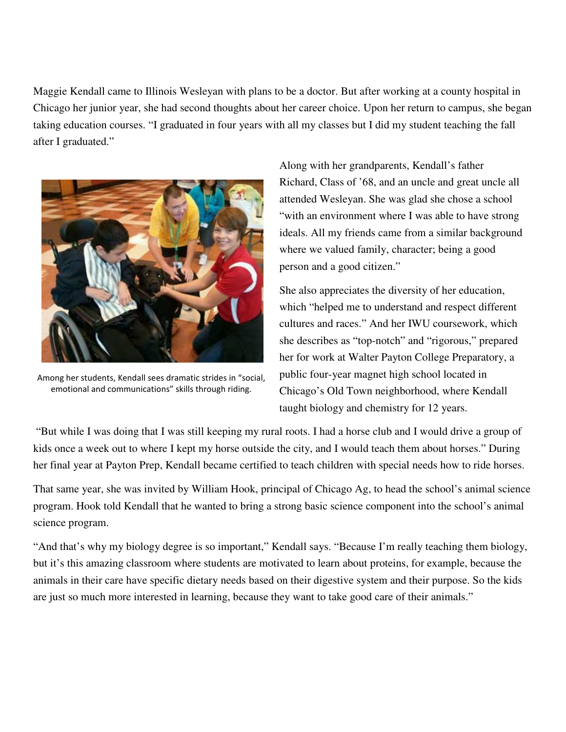Maggie Kendall came to Illinois Wesleyan with plans to be a doctor. But after working at a county hospital in Chicago her junior year, she had second thoughts about her career choice. Upon her return to campus, she began taking education courses. "I graduated in four years with all my classes but I did my student teaching the fall after I graduated."

Among her students, Kendall sees dramatic strides in "social, emotional and communications" skills through riding.

Along with her grandparents, Kendall's father Richard, Class of '68, and an uncle and great uncle all attended Wesleyan. She was glad she chose a school "with an environment where I was able to have strong ideals. All my friends came from a similar background where we valued family, character; being a good person and a good citizen."

She also appreciates the diversity of her education, which "helped me to understand and respect different cultures and races." And her IWU coursework, which she describes as "top-notch" and "rigorous," prepared her for work at Walter Payton College Preparatory, a public four-year magnet high school located in Chicago's Old Town neighborhood, where Kendall taught biology and chemistry for 12 years.

"But while I was doing that I was still keeping my rural roots. I had a horse club and I would drive a group of kids once a week out to where I kept my horse outside the city, and I would teach them about horses." During her final year at Payton Prep, Kendall became certified to teach children with special needs how to ride horses.

That same year, she was invited by William Hook, principal of Chicago Ag, to head the school's animal science program. Hook told Kendall that he wanted to bring a strong basic science component into the school's animal science program.

"And that's why my biology degree is so important," Kendall says. "Because I'm really teaching them biology, but it's this amazing classroom where students are motivated to learn about proteins, for example, because the animals in their care have specific dietary needs based on their digestive system and their purpose. So the kids are just so much more interested in learning, because they want to take good care of their animals."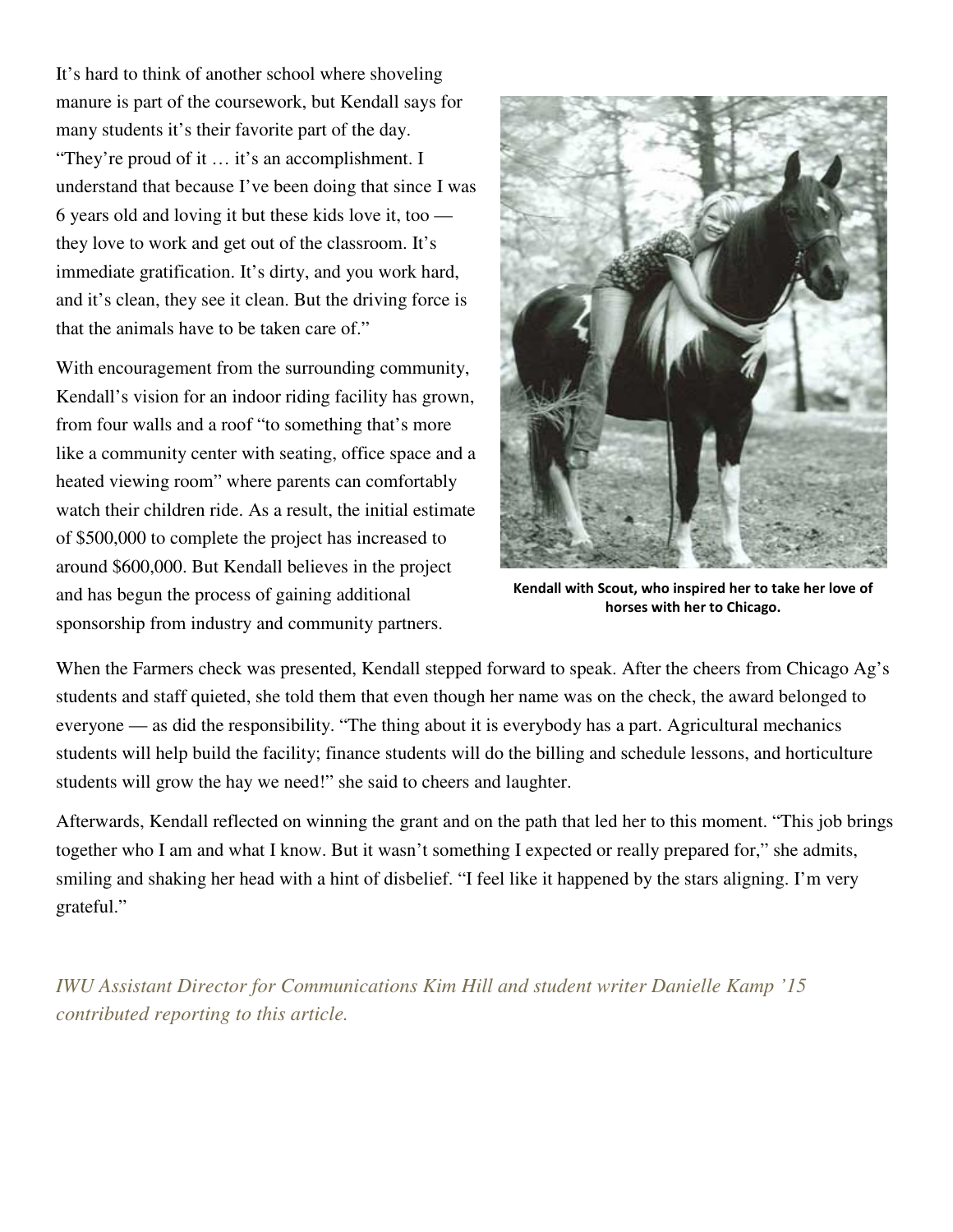It's hard to think of another school where shoveling manure is part of the coursework, but Kendall says for many students it's their favorite part of the day. "They're proud of it … it's an accomplishment. I understand that because I've been doing that since I was 6 years old and loving it but these kids love it, too — they love to work and get out of the classroom. It's immediate gratification. It's dirty, and you work hard, and it's clean, they see it clean. But the driving force is that the animals have to be taken care of."

With encouragement from the surrounding community, Kendall's vision for an indoor riding facility has grown, from four walls and a roof "to something that's more like a community center with seating, office space and a heated viewing room" where parents can comfortably watch their children ride. As a result, the initial estimate of $500,000 to complete the project has increased to around $600,000. But Kendall believes in the project and has begun the process of gaining additional sponsorship from industry and community partners.

**Kendall with Scout, who inspired her to take her love of horses with her to Chicago.**

When the Farmers check was presented, Kendall stepped forward to speak. After the cheers from Chicago Ag's students and staff quieted, she told them that even though her name was on the check, the award belonged to everyone — as did the responsibility. "The thing about it is everybody has a part. Agricultural mechanics students will help build the facility; finance students will do the billing and schedule lessons, and horticulture students will grow the hay we need!" she said to cheers and laughter.

Afterwards, Kendall reflected on winning the grant and on the path that led her to this moment. "This job brings together who I am and what I know. But it wasn't something I expected or really prepared for," she admits, smiling and shaking her head with a hint of disbelief. "I feel like it happened by the stars aligning. I'm very grateful."

*IWU Assistant Director for Communications Kim Hill and student writer Danielle Kamp '15 contributed reporting to this article.*